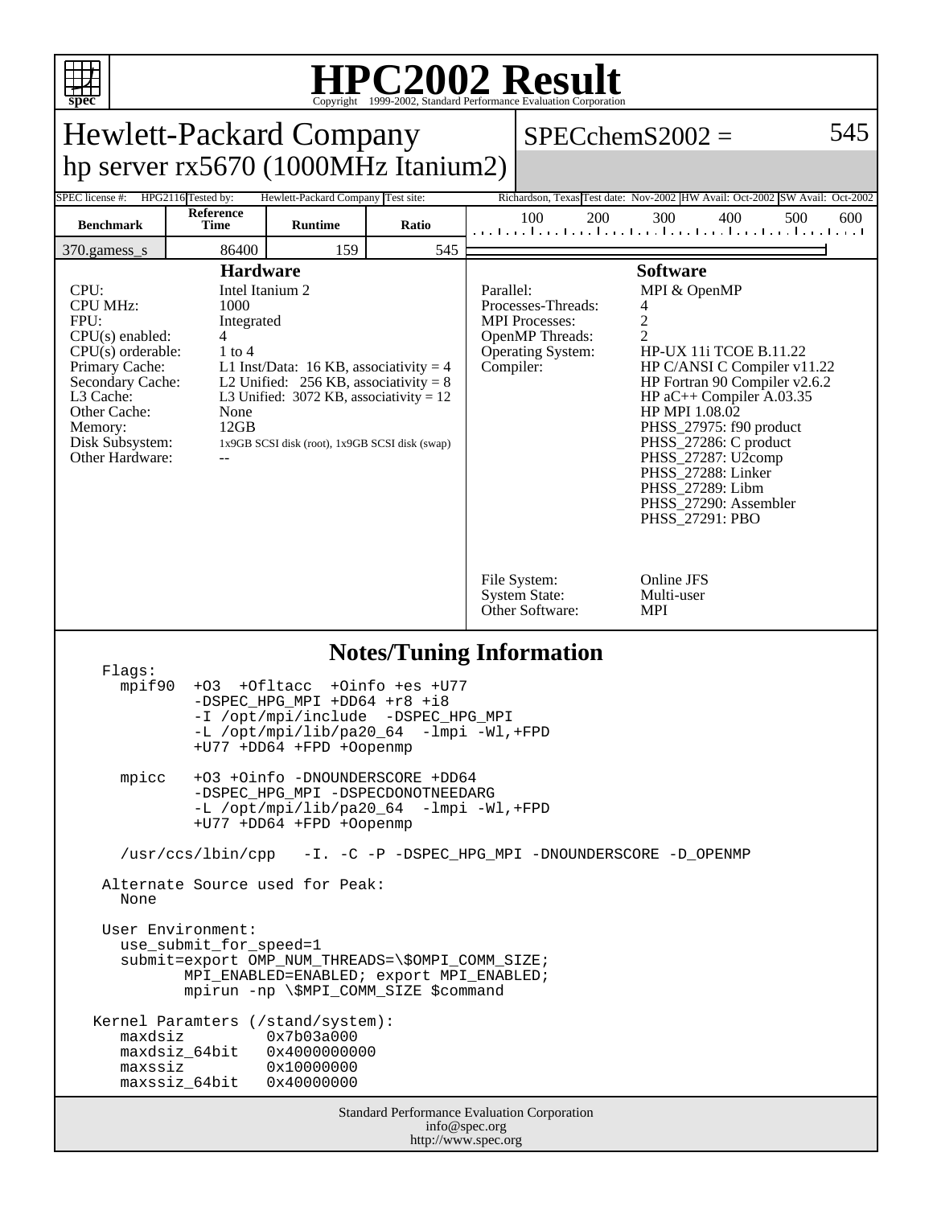# HPC2002 Result

Copyright 1999-2002, Standard Performance Evaluation Corporation

## Hewlett-Packard Company
## hp server rx5670 (1000MHz Itanium2)

**SPECchemS2002 = 545**

| SPEC license #: | HPG2116 | Tested by: | Hewlett-Packard Company | Test site: | Richardson, Texas | Test date: | Nov-2002 | HW Avail: | Oct-2002 | SW Avail: | Oct-2002 |
|---|---|---|---|---|---|---|---|---|---|---|---|

| Benchmark | Reference Time | Runtime | Ratio |
|---|---|---|---|
| 370.gamess_s | 86400 | 159 | 545 |

### Hardware

| | |
|---|---|
| CPU: | Intel Itanium 2 |
| CPU MHz: | 1000 |
| FPU: | Integrated |
| CPU(s) enabled: | 4 |
| CPU(s) orderable: | 1 to 4 |
| Primary Cache: | L1 Inst/Data: 16 KB, associativity = 4 |
| Secondary Cache: | L2 Unified: 256 KB, associativity = 8 |
| L3 Cache: | L3 Unified: 3072 KB, associativity = 12 |
| Other Cache: | None |
| Memory: | 12GB |
| Disk Subsystem: | 1x9GB SCSI disk (root), 1x9GB SCSI disk (swap) |
| Other Hardware: | -- |

### Software

| | |
|---|---|
| Parallel: | MPI & OpenMP |
| Processes-Threads: | 4 |
| MPI Processes: | 2 |
| OpenMP Threads: | 2 |
| Operating System: | HP-UX 11i TCOE B.11.22 |
| Compiler: | HP C/ANSI C Compiler v11.22<br>HP Fortran 90 Compiler v2.6.2<br>HP aC++ Compiler A.03.35<br>HP MPI 1.08.02<br>PHSS_27975: f90 product<br>PHSS_27286: C product<br>PHSS_27287: U2comp<br>PHSS_27288: Linker<br>PHSS_27289: Libm<br>PHSS_27290: Assembler<br>PHSS_27291: PBO |
| File System: | Online JFS |
| System State: | Multi-user |
| Other Software: | MPI |

### Notes/Tuning Information

```
Flags:
  mpif90  +O3  +Ofltacc  +Oinfo +es +U77
          -DSPEC_HPG_MPI +DD64 +r8 +i8
          -I /opt/mpi/include  -DSPEC_HPG_MPI
          -L /opt/mpi/lib/pa20_64  -lmpi -Wl,+FPD
          +U77 +DD64 +FPD +Oopenmp

  mpicc   +O3 +Oinfo -DNOUNDERSCORE +DD64
          -DSPEC_HPG_MPI -DSPECDONOTNEEDARG
          -L /opt/mpi/lib/pa20_64  -lmpi -Wl,+FPD
          +U77 +DD64 +FPD +Oopenmp

  /usr/ccs/lbin/cpp   -I. -C -P -DSPEC_HPG_MPI -DNOUNDERSCORE -D_OPENMP

Alternate Source used for Peak:
  None

User Environment:
  use_submit_for_speed=1
  submit=export OMP_NUM_THREADS=\$OMPI_COMM_SIZE;
         MPI_ENABLED=ENABLED; export MPI_ENABLED;
         mpirun -np \$MPI_COMM_SIZE $command

Kernel Paramters (/stand/system):
  maxdsiz        0x7b03a000
  maxdsiz_64bit  0x4000000000
  maxssiz        0x10000000
  maxssiz_64bit  0x40000000
```

Standard Performance Evaluation Corporation
info@spec.org
http://www.spec.org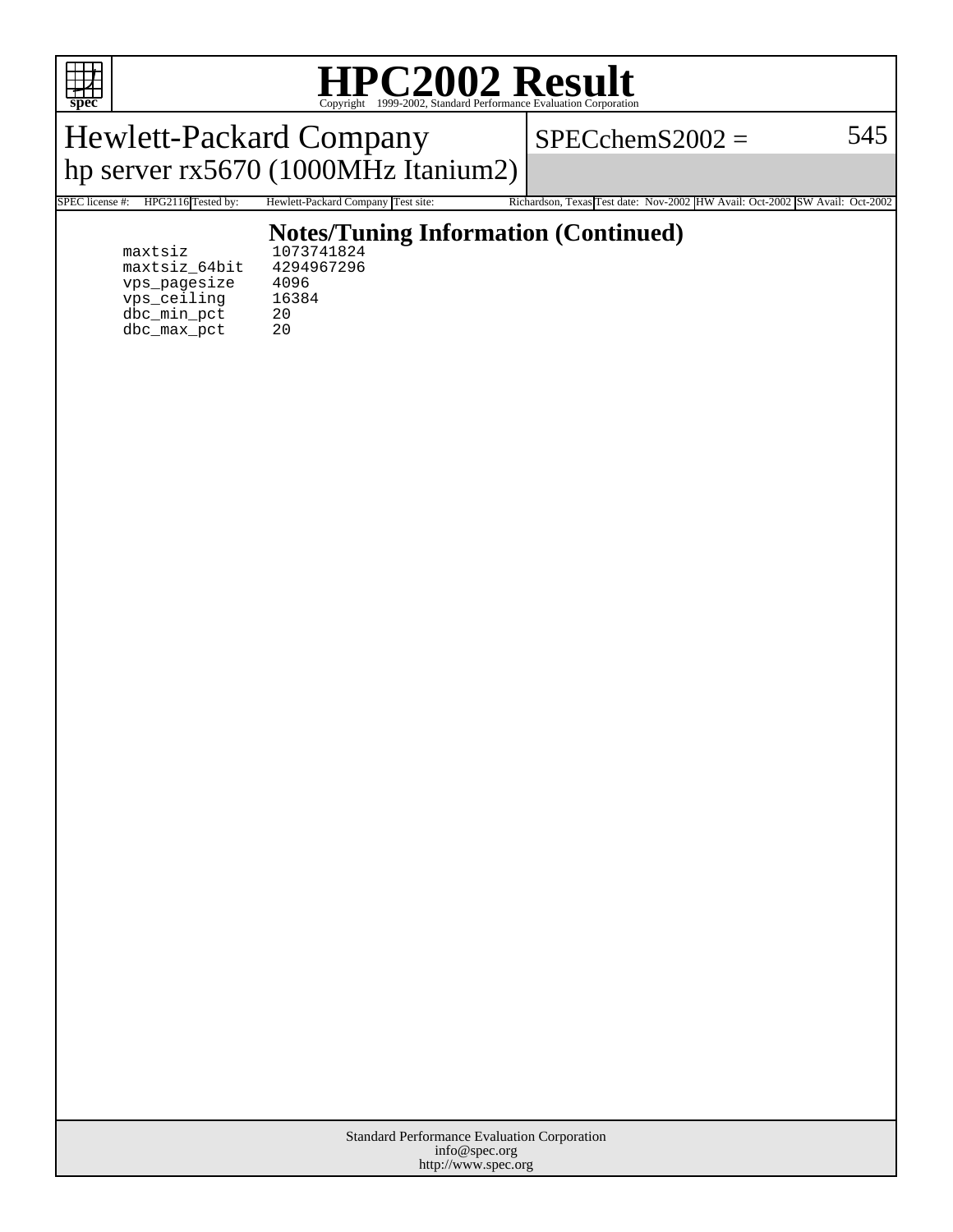# HPC2002 Result

Copyright 1999-2002, Standard Performance Evaluation Corporation

## Hewlett-Packard Company
## hp server rx5670 (1000MHz Itanium2)

SPECchemS2002 = 545

| SPEC license #: | HPG2116 | Tested by: | Hewlett-Packard Company | Test site: | Richardson, Texas | Test date: | Nov-2002 | HW Avail: | Oct-2002 | SW Avail: | Oct-2002 |
|---|---|---|---|---|---|---|---|---|---|---|---|

### Notes/Tuning Information (Continued)

```
maxtsiz         1073741824
maxtsiz_64bit   4294967296
vps_pagesize    4096
vps_ceiling     16384
dbc_min_pct     20
dbc_max_pct     20
```

Standard Performance Evaluation Corporation
info@spec.org
http://www.spec.org